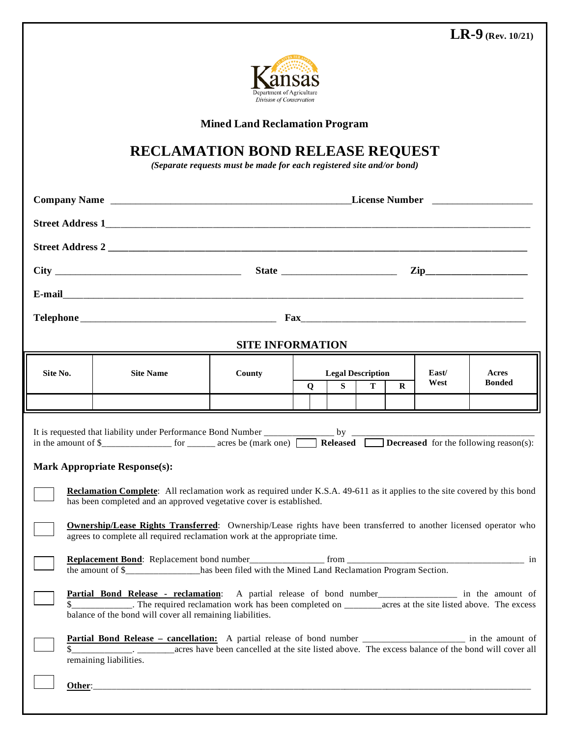**LR-9** (Rev. 10/21)

Kansas
Department of Agriculture
Division of Conservation

**Mined Land Reclamation Program**

# RECLAMATION BOND RELEASE REQUEST

***(Separate requests must be made for each registered site and/or bond)***

**Company Name** ______________________________________________ **License Number** ___________________

**Street Address 1**___________________________________________________________________________

**Street Address 2** ___________________________________________________________________________

**City** ____________________________________ **State** ______________________ **Zip**___________________

**E-mail**_____________________________________________________________________________________

**Telephone** ______________________________________ **Fax**__________________________________________

## SITE INFORMATION

| Site No. | Site Name | County | Legal Description | | | | East/ West | Acres Bonded |
|---|---|---|---|---|---|---|---|---|
| | | | Q | S | T | R | | |
| | | | | | | | | |

It is requested that liability under Performance Bond Number ______________ by _______________________________________ in the amount of $_______________ for ______ acres be (mark one) ☐ **Released** ☐ **Decreased** for the following reason(s):

**Mark Appropriate Response(s):**

☐ **Reclamation Complete**: All reclamation work as required under K.S.A. 49-611 as it applies to the site covered by this bond has been completed and an approved vegetative cover is established.

☐ **Ownership/Lease Rights Transferred**: Ownership/Lease rights have been transferred to another licensed operator who agrees to complete all required reclamation work at the appropriate time.

☐ **Replacement Bond**: Replacement bond number_______________ from _____________________________________ in the amount of $_______________has been filed with the Mined Land Reclamation Program Section.

☐ **Partial Bond Release - reclamation**: A partial release of bond number________________ in the amount of $_____________. The required reclamation work has been completed on ________acres at the site listed above. The excess balance of the bond will cover all remaining liabilities.

☐ **Partial Bond Release – cancellation:** A partial release of bond number _____________________ in the amount of $_____________. ________acres have been cancelled at the site listed above. The excess balance of the bond will cover all remaining liabilities.

☐ **Other**:___________________________________________________________________________________________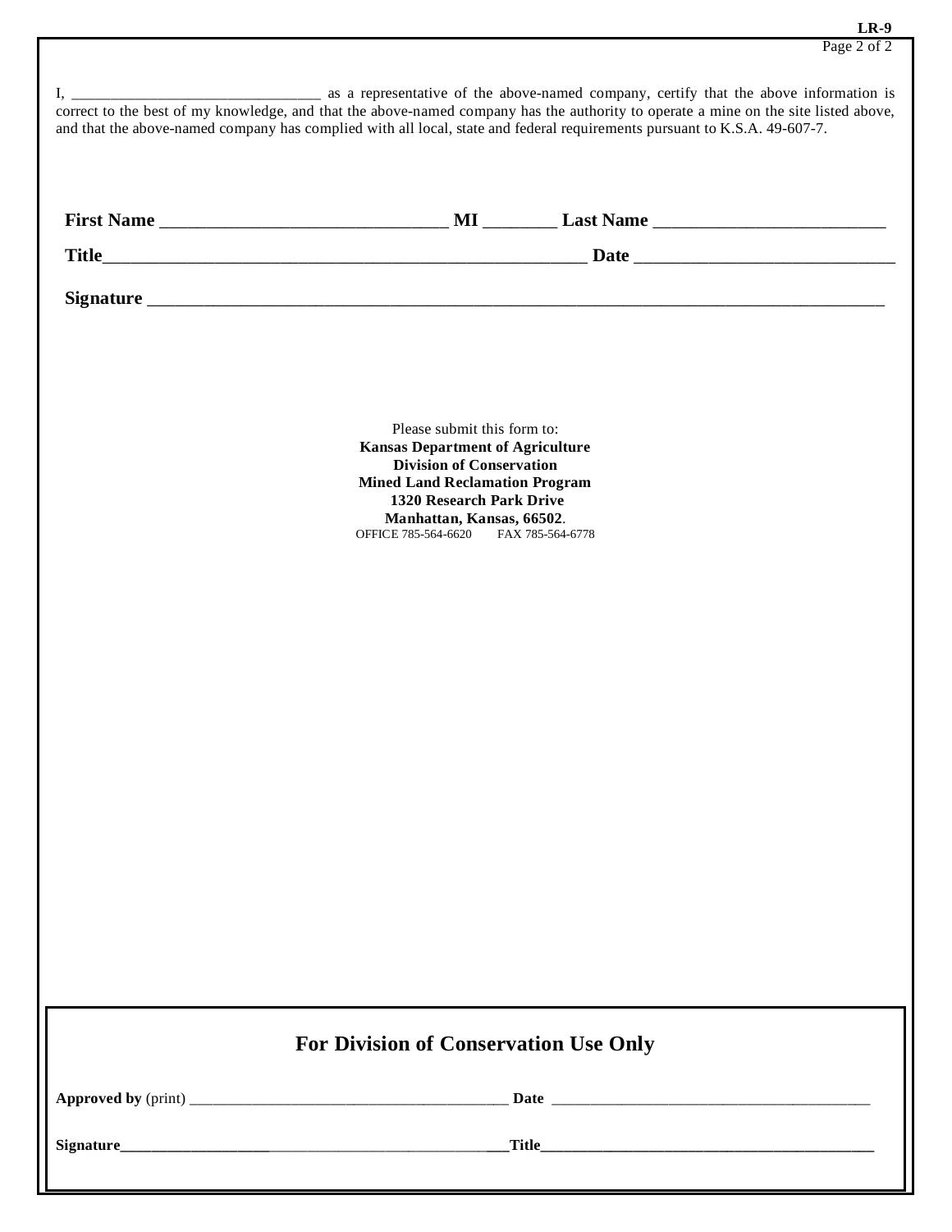I, ________________________________ as a representative of the above-named company, certify that the above information is correct to the best of my knowledge, and that the above-named company has the authority to operate a mine on the site listed above, and that the above-named company has complied with all local, state and federal requirements pursuant to K.S.A. 49-607-7.

**First Name** _______________________________ **MI** ________ **Last Name** _________________________

**Title**_____________________________________________________ **Date** ____________________________

**Signature** ________________________________________________________________________________

Please submit this form to:
**Kansas Department of Agriculture**
**Division of Conservation**
**Mined Land Reclamation Program**
**1320 Research Park Drive**
**Manhattan, Kansas, 66502**.
OFFICE 785-564-6620 FAX 785-564-6778

## For Division of Conservation Use Only

**Approved by** (print) ___________________________________________ **Date** ___________________________________________

**Signature**__________________________________________________**Title**____________________________________________